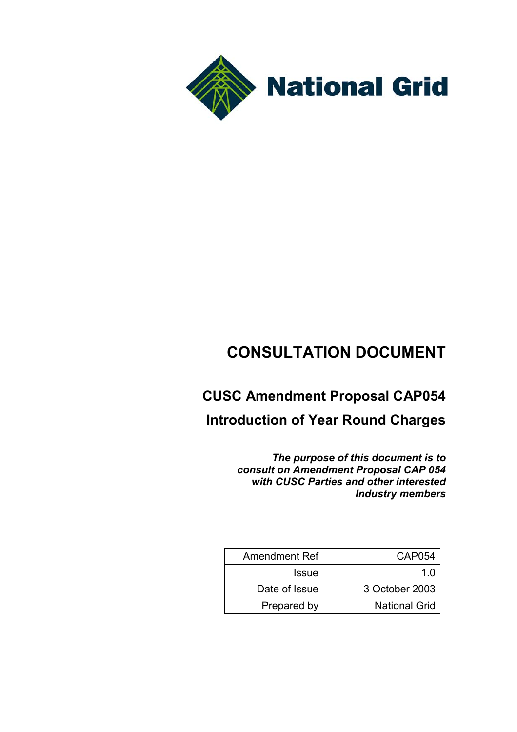National Grid

# CONSULTATION DOCUMENT

## CUSC Amendment Proposal CAP054

## Introduction of Year Round Charges

***The purpose of this document is to consult on Amendment Proposal CAP 054 with CUSC Parties and other interested Industry members***

| Amendment Ref | CAP054 |
|---|---|
| Issue | 1.0 |
| Date of Issue | 3 October 2003 |
| Prepared by | National Grid |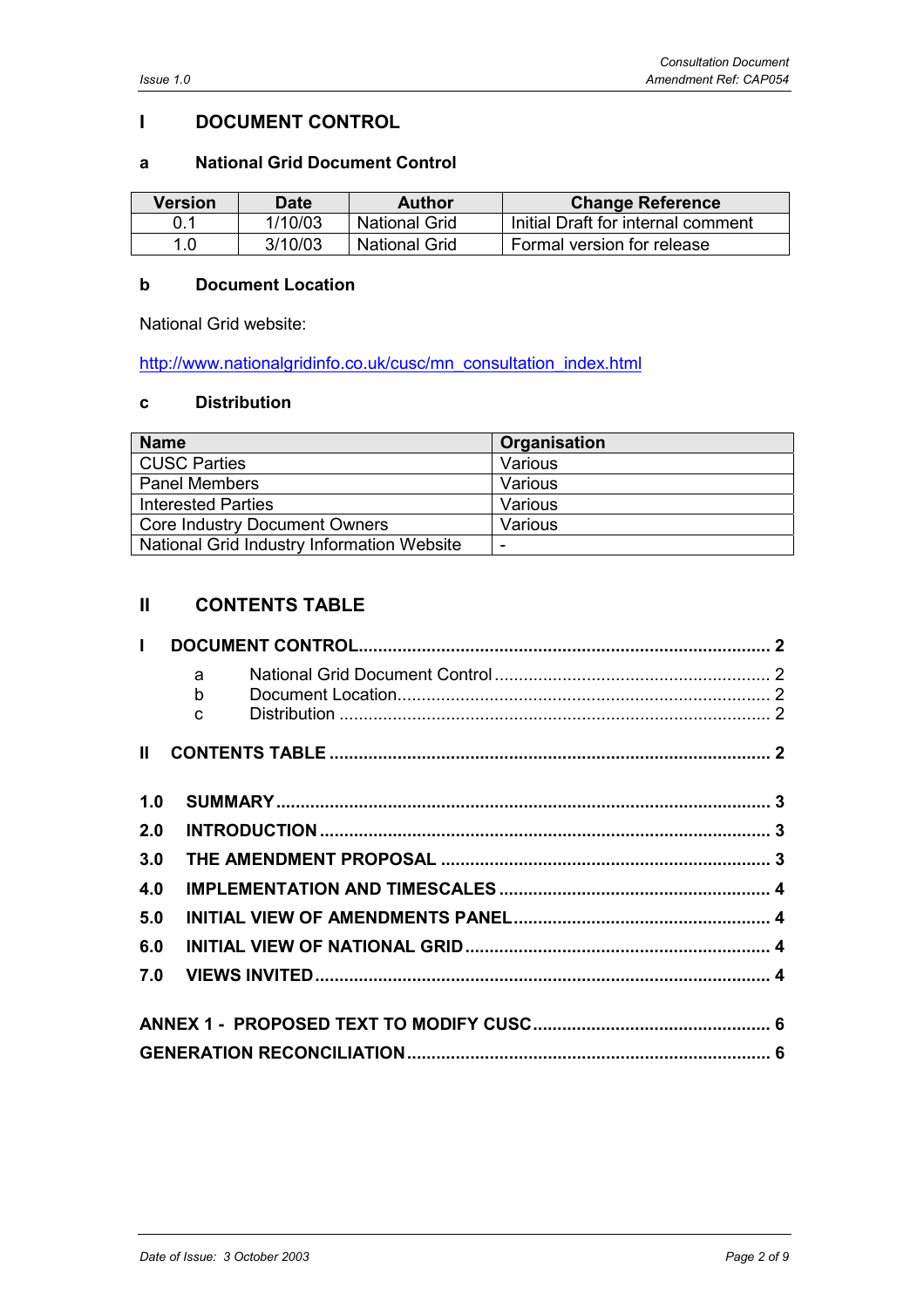# I DOCUMENT CONTROL

## a National Grid Document Control

| Version | Date | Author | Change Reference |
|---|---|---|---|
| 0.1 | 1/10/03 | National Grid | Initial Draft for internal comment |
| 1.0 | 3/10/03 | National Grid | Formal version for release |

## b Document Location

National Grid website:

http://www.nationalgridinfo.co.uk/cusc/mn_consultation_index.html

## c Distribution

| Name | Organisation |
|---|---|
| CUSC Parties | Various |
| Panel Members | Various |
| Interested Parties | Various |
| Core Industry Document Owners | Various |
| National Grid Industry Information Website | - |

# II CONTENTS TABLE

**I DOCUMENT CONTROL ........ 2**

- a National Grid Document Control ........ 2
- b Document Location ........ 2
- c Distribution ........ 2

**II CONTENTS TABLE ........ 2**

**1.0 SUMMARY ........ 3**

**2.0 INTRODUCTION ........ 3**

**3.0 THE AMENDMENT PROPOSAL ........ 3**

**4.0 IMPLEMENTATION AND TIMESCALES ........ 4**

**5.0 INITIAL VIEW OF AMENDMENTS PANEL ........ 4**

**6.0 INITIAL VIEW OF NATIONAL GRID ........ 4**

**7.0 VIEWS INVITED ........ 4**

**ANNEX 1 - PROPOSED TEXT TO MODIFY CUSC ........ 6**

**GENERATION RECONCILIATION ........ 6**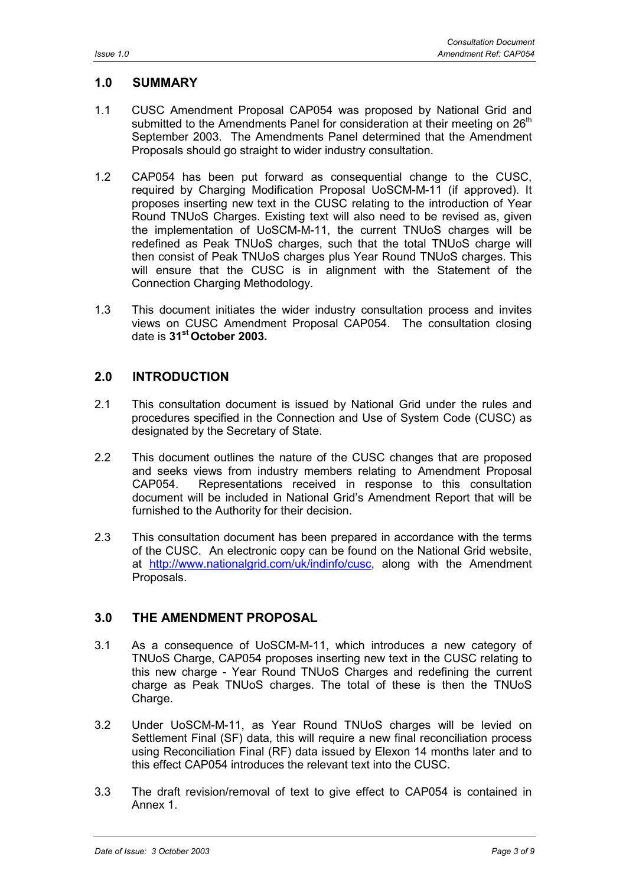## 1.0 SUMMARY

1.1 CUSC Amendment Proposal CAP054 was proposed by National Grid and submitted to the Amendments Panel for consideration at their meeting on 26th September 2003. The Amendments Panel determined that the Amendment Proposals should go straight to wider industry consultation.

1.2 CAP054 has been put forward as consequential change to the CUSC, required by Charging Modification Proposal UoSCM-M-11 (if approved). It proposes inserting new text in the CUSC relating to the introduction of Year Round TNUoS Charges. Existing text will also need to be revised as, given the implementation of UoSCM-M-11, the current TNUoS charges will be redefined as Peak TNUoS charges, such that the total TNUoS charge will then consist of Peak TNUoS charges plus Year Round TNUoS charges. This will ensure that the CUSC is in alignment with the Statement of the Connection Charging Methodology.

1.3 This document initiates the wider industry consultation process and invites views on CUSC Amendment Proposal CAP054. The consultation closing date is **31st October 2003.**

## 2.0 INTRODUCTION

2.1 This consultation document is issued by National Grid under the rules and procedures specified in the Connection and Use of System Code (CUSC) as designated by the Secretary of State.

2.2 This document outlines the nature of the CUSC changes that are proposed and seeks views from industry members relating to Amendment Proposal CAP054. Representations received in response to this consultation document will be included in National Grid's Amendment Report that will be furnished to the Authority for their decision.

2.3 This consultation document has been prepared in accordance with the terms of the CUSC. An electronic copy can be found on the National Grid website, at http://www.nationalgrid.com/uk/indinfo/cusc, along with the Amendment Proposals.

## 3.0 THE AMENDMENT PROPOSAL

3.1 As a consequence of UoSCM-M-11, which introduces a new category of TNUoS Charge, CAP054 proposes inserting new text in the CUSC relating to this new charge - Year Round TNUoS Charges and redefining the current charge as Peak TNUoS charges. The total of these is then the TNUoS Charge.

3.2 Under UoSCM-M-11, as Year Round TNUoS charges will be levied on Settlement Final (SF) data, this will require a new final reconciliation process using Reconciliation Final (RF) data issued by Elexon 14 months later and to this effect CAP054 introduces the relevant text into the CUSC.

3.3 The draft revision/removal of text to give effect to CAP054 is contained in Annex 1.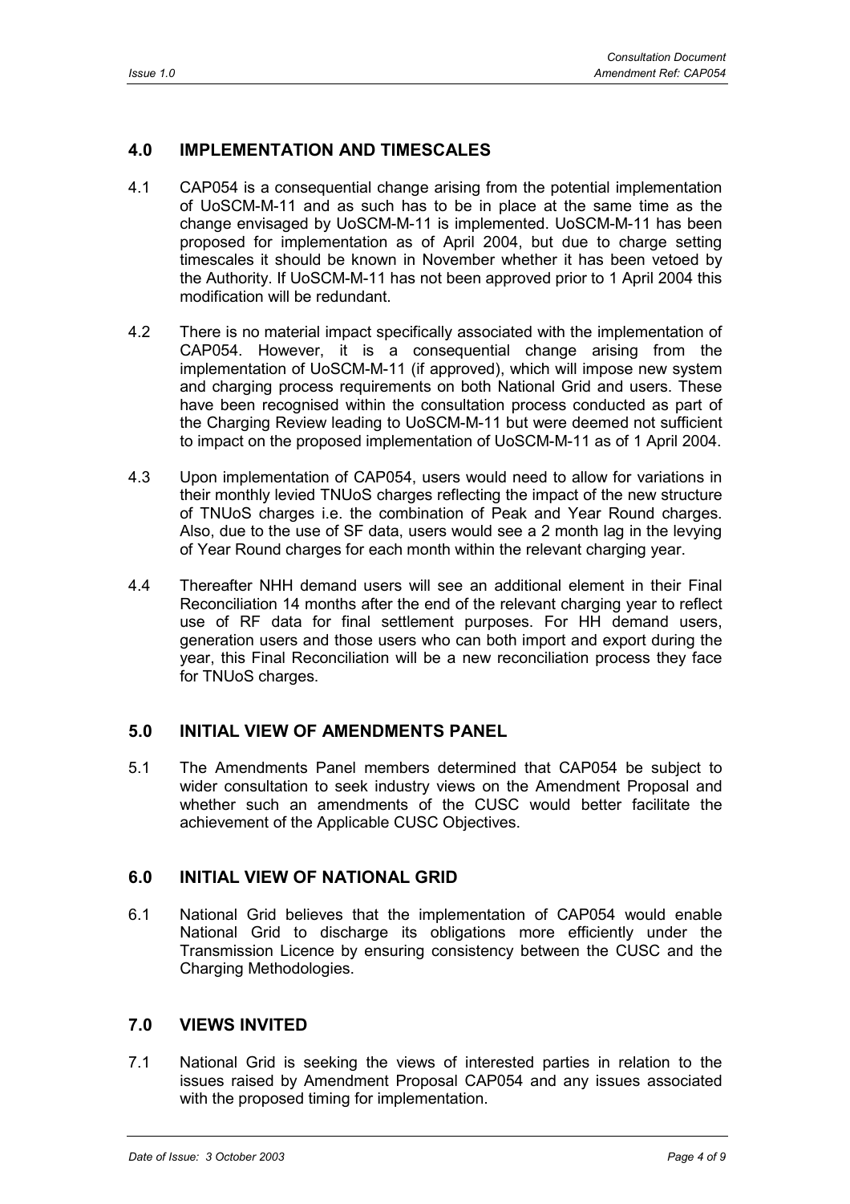## 4.0 IMPLEMENTATION AND TIMESCALES

4.1 CAP054 is a consequential change arising from the potential implementation of UoSCM-M-11 and as such has to be in place at the same time as the change envisaged by UoSCM-M-11 is implemented. UoSCM-M-11 has been proposed for implementation as of April 2004, but due to charge setting timescales it should be known in November whether it has been vetoed by the Authority. If UoSCM-M-11 has not been approved prior to 1 April 2004 this modification will be redundant.

4.2 There is no material impact specifically associated with the implementation of CAP054. However, it is a consequential change arising from the implementation of UoSCM-M-11 (if approved), which will impose new system and charging process requirements on both National Grid and users. These have been recognised within the consultation process conducted as part of the Charging Review leading to UoSCM-M-11 but were deemed not sufficient to impact on the proposed implementation of UoSCM-M-11 as of 1 April 2004.

4.3 Upon implementation of CAP054, users would need to allow for variations in their monthly levied TNUoS charges reflecting the impact of the new structure of TNUoS charges i.e. the combination of Peak and Year Round charges. Also, due to the use of SF data, users would see a 2 month lag in the levying of Year Round charges for each month within the relevant charging year.

4.4 Thereafter NHH demand users will see an additional element in their Final Reconciliation 14 months after the end of the relevant charging year to reflect use of RF data for final settlement purposes. For HH demand users, generation users and those users who can both import and export during the year, this Final Reconciliation will be a new reconciliation process they face for TNUoS charges.

## 5.0 INITIAL VIEW OF AMENDMENTS PANEL

5.1 The Amendments Panel members determined that CAP054 be subject to wider consultation to seek industry views on the Amendment Proposal and whether such an amendments of the CUSC would better facilitate the achievement of the Applicable CUSC Objectives.

## 6.0 INITIAL VIEW OF NATIONAL GRID

6.1 National Grid believes that the implementation of CAP054 would enable National Grid to discharge its obligations more efficiently under the Transmission Licence by ensuring consistency between the CUSC and the Charging Methodologies.

## 7.0 VIEWS INVITED

7.1 National Grid is seeking the views of interested parties in relation to the issues raised by Amendment Proposal CAP054 and any issues associated with the proposed timing for implementation.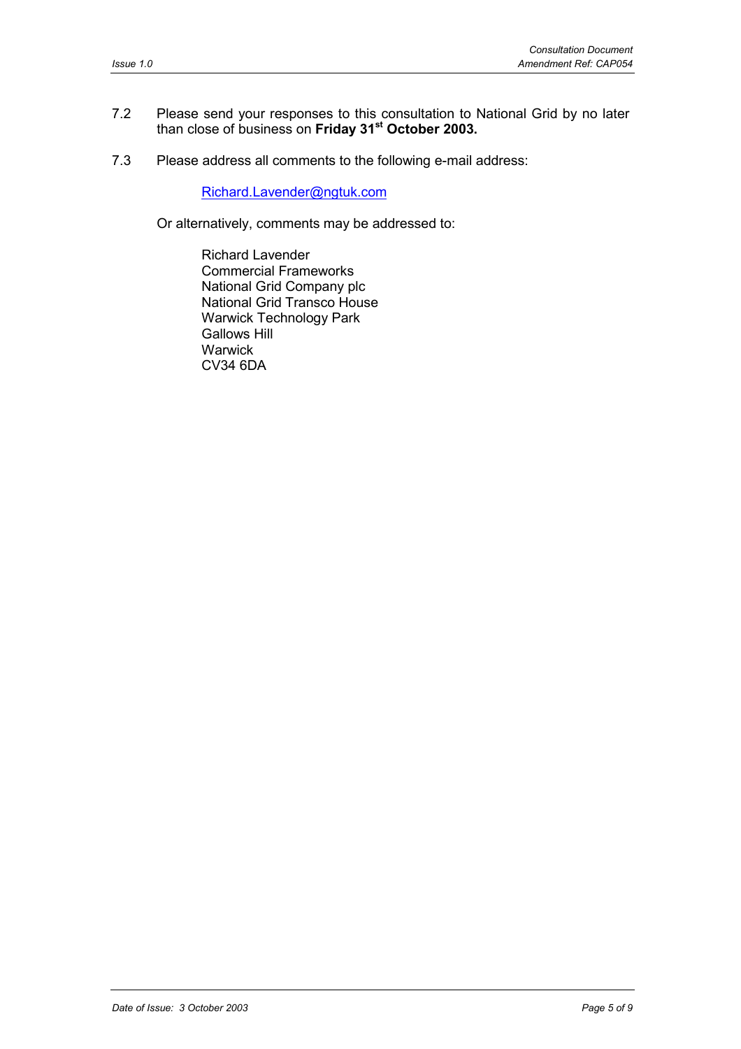7.2 Please send your responses to this consultation to National Grid by no later than close of business on **Friday 31st October 2003.**

7.3 Please address all comments to the following e-mail address:

Richard.Lavender@ngtuk.com

Or alternatively, comments may be addressed to:

Richard Lavender  
Commercial Frameworks  
National Grid Company plc  
National Grid Transco House  
Warwick Technology Park  
Gallows Hill  
Warwick  
CV34 6DA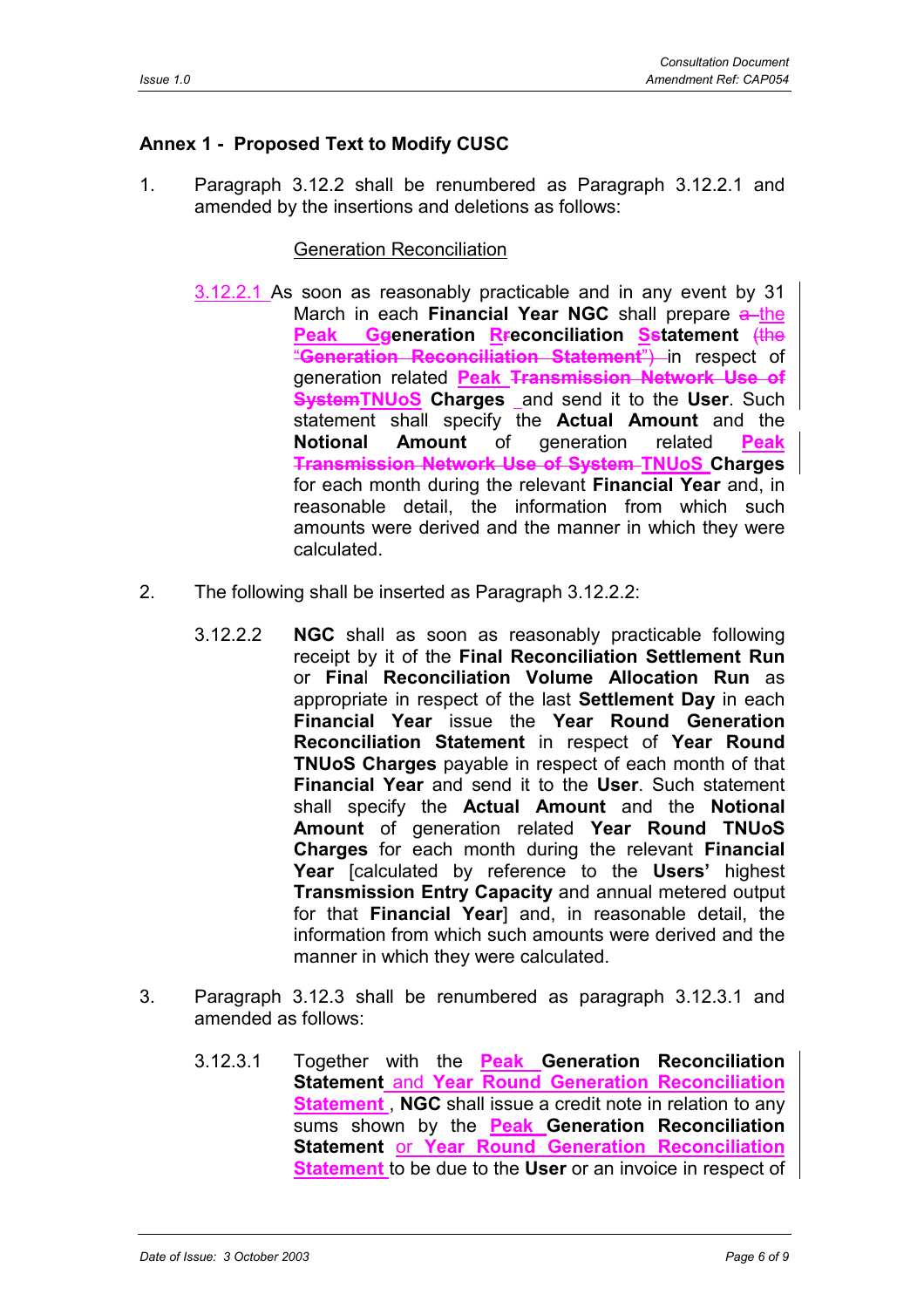## Annex 1 - Proposed Text to Modify CUSC

1. Paragraph 3.12.2 shall be renumbered as Paragraph 3.12.2.1 and amended by the insertions and deletions as follows:

   Generation Reconciliation

   3.12.2.1 As soon as reasonably practicable and in any event by 31 March in each **Financial Year NGC** shall prepare ~~a~~ the **Peak** ~~G~~**generation** ~~R~~**reconciliation** ~~S~~**statement** ~~(the "**Generation Reconciliation Statement**")~~ in respect of generation related **Peak** ~~**Transmission Network Use of System**~~**TNUoS Charges** and send it to the **User**. Such statement shall specify the **Actual Amount** and the **Notional Amount** of generation related **Peak** ~~**Transmission Network Use of System**~~ **TNUoS Charges** for each month during the relevant **Financial Year** and, in reasonable detail, the information from which such amounts were derived and the manner in which they were calculated.

2. The following shall be inserted as Paragraph 3.12.2.2:

   3.12.2.2 **NGC** shall as soon as reasonably practicable following receipt by it of the **Final Reconciliation Settlement Run** or **Final Reconciliation Volume Allocation Run** as appropriate in respect of the last **Settlement Day** in each **Financial Year** issue the **Year Round Generation Reconciliation Statement** in respect of **Year Round TNUoS Charges** payable in respect of each month of that **Financial Year** and send it to the **User**. Such statement shall specify the **Actual Amount** and the **Notional Amount** of generation related **Year Round TNUoS Charges** for each month during the relevant **Financial Year** [calculated by reference to the **Users'** highest **Transmission Entry Capacity** and annual metered output for that **Financial Year**] and, in reasonable detail, the information from which such amounts were derived and the manner in which they were calculated.

3. Paragraph 3.12.3 shall be renumbered as paragraph 3.12.3.1 and amended as follows:

   3.12.3.1 Together with the **Peak Generation Reconciliation Statement** and **Year Round Generation Reconciliation Statement**, **NGC** shall issue a credit note in relation to any sums shown by the **Peak Generation Reconciliation Statement** or **Year Round Generation Reconciliation Statement** to be due to the **User** or an invoice in respect of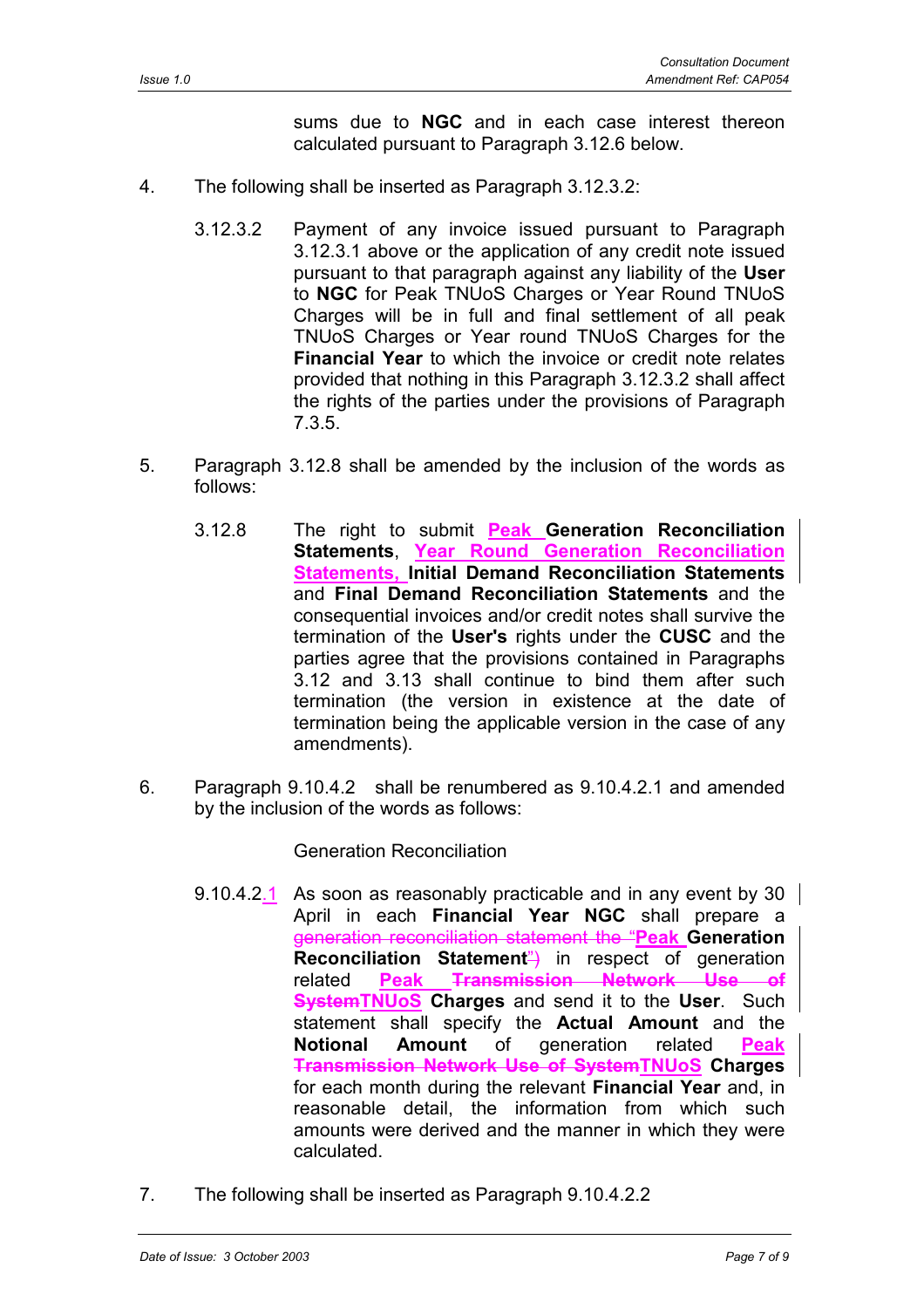sums due to **NGC** and in each case interest thereon calculated pursuant to Paragraph 3.12.6 below.

4. The following shall be inserted as Paragraph 3.12.3.2:

   3.12.3.2 Payment of any invoice issued pursuant to Paragraph 3.12.3.1 above or the application of any credit note issued pursuant to that paragraph against any liability of the **User** to **NGC** for Peak TNUoS Charges or Year Round TNUoS Charges will be in full and final settlement of all peak TNUoS Charges or Year round TNUoS Charges for the **Financial Year** to which the invoice or credit note relates provided that nothing in this Paragraph 3.12.3.2 shall affect the rights of the parties under the provisions of Paragraph 7.3.5.

5. Paragraph 3.12.8 shall be amended by the inclusion of the words as follows:

   3.12.8 The right to submit **Peak Generation Reconciliation Statements**, **Year Round Generation Reconciliation Statements, Initial Demand Reconciliation Statements** and **Final Demand Reconciliation Statements** and the consequential invoices and/or credit notes shall survive the termination of the **User's** rights under the **CUSC** and the parties agree that the provisions contained in Paragraphs 3.12 and 3.13 shall continue to bind them after such termination (the version in existence at the date of termination being the applicable version in the case of any amendments).

6. Paragraph 9.10.4.2 shall be renumbered as 9.10.4.2.1 and amended by the inclusion of the words as follows:

   Generation Reconciliation

   9.10.4.2.1 As soon as reasonably practicable and in any event by 30 April in each **Financial Year NGC** shall prepare a ~~generation reconciliation statement the~~ "**Peak Generation Reconciliation Statement**"~~)~~ in respect of generation related **Peak** ~~**Transmission Network Use of System**~~**TNUoS Charges** and send it to the **User**. Such statement shall specify the **Actual Amount** and the **Notional Amount** of generation related **Peak** ~~**Transmission Network Use of System**~~**TNUoS Charges** for each month during the relevant **Financial Year** and, in reasonable detail, the information from which such amounts were derived and the manner in which they were calculated.

7. The following shall be inserted as Paragraph 9.10.4.2.2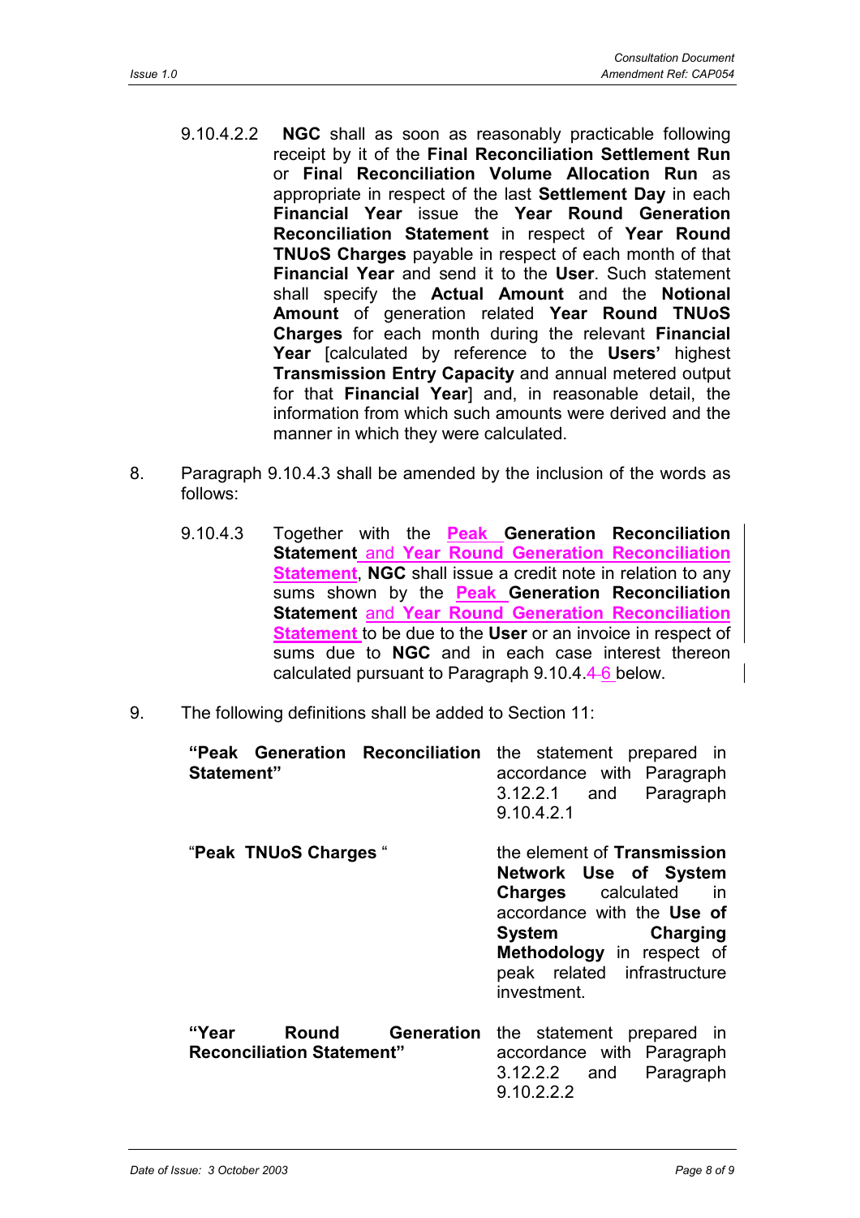9.10.4.2.2 **NGC** shall as soon as reasonably practicable following receipt by it of the **Final Reconciliation Settlement Run** or **Final Reconciliation Volume Allocation Run** as appropriate in respect of the last **Settlement Day** in each **Financial Year** issue the **Year Round Generation Reconciliation Statement** in respect of **Year Round TNUoS Charges** payable in respect of each month of that **Financial Year** and send it to the **User**. Such statement shall specify the **Actual Amount** and the **Notional Amount** of generation related **Year Round TNUoS Charges** for each month during the relevant **Financial Year** [calculated by reference to the **Users'** highest **Transmission Entry Capacity** and annual metered output for that **Financial Year**] and, in reasonable detail, the information from which such amounts were derived and the manner in which they were calculated.

8. Paragraph 9.10.4.3 shall be amended by the inclusion of the words as follows:

9.10.4.3 Together with the **Peak Generation Reconciliation Statement** and **Year Round Generation Reconciliation Statement**, **NGC** shall issue a credit note in relation to any sums shown by the **Peak Generation Reconciliation Statement** and **Year Round Generation Reconciliation Statement** to be due to the **User** or an invoice in respect of sums due to **NGC** and in each case interest thereon calculated pursuant to Paragraph 9.10.4.~~4~~ 6 below.

9. The following definitions shall be added to Section 11:

| | |
|---|---|
| **"Peak Generation Reconciliation Statement"** | the statement prepared in accordance with Paragraph 3.12.2.1 and Paragraph 9.10.4.2.1 |
| "**Peak TNUoS Charges** " | the element of **Transmission Network Use of System Charges** calculated in accordance with the **Use of System Charging Methodology** in respect of peak related infrastructure investment. |
| **"Year Round Generation Reconciliation Statement"** | the statement prepared in accordance with Paragraph 3.12.2.2 and Paragraph 9.10.2.2.2 |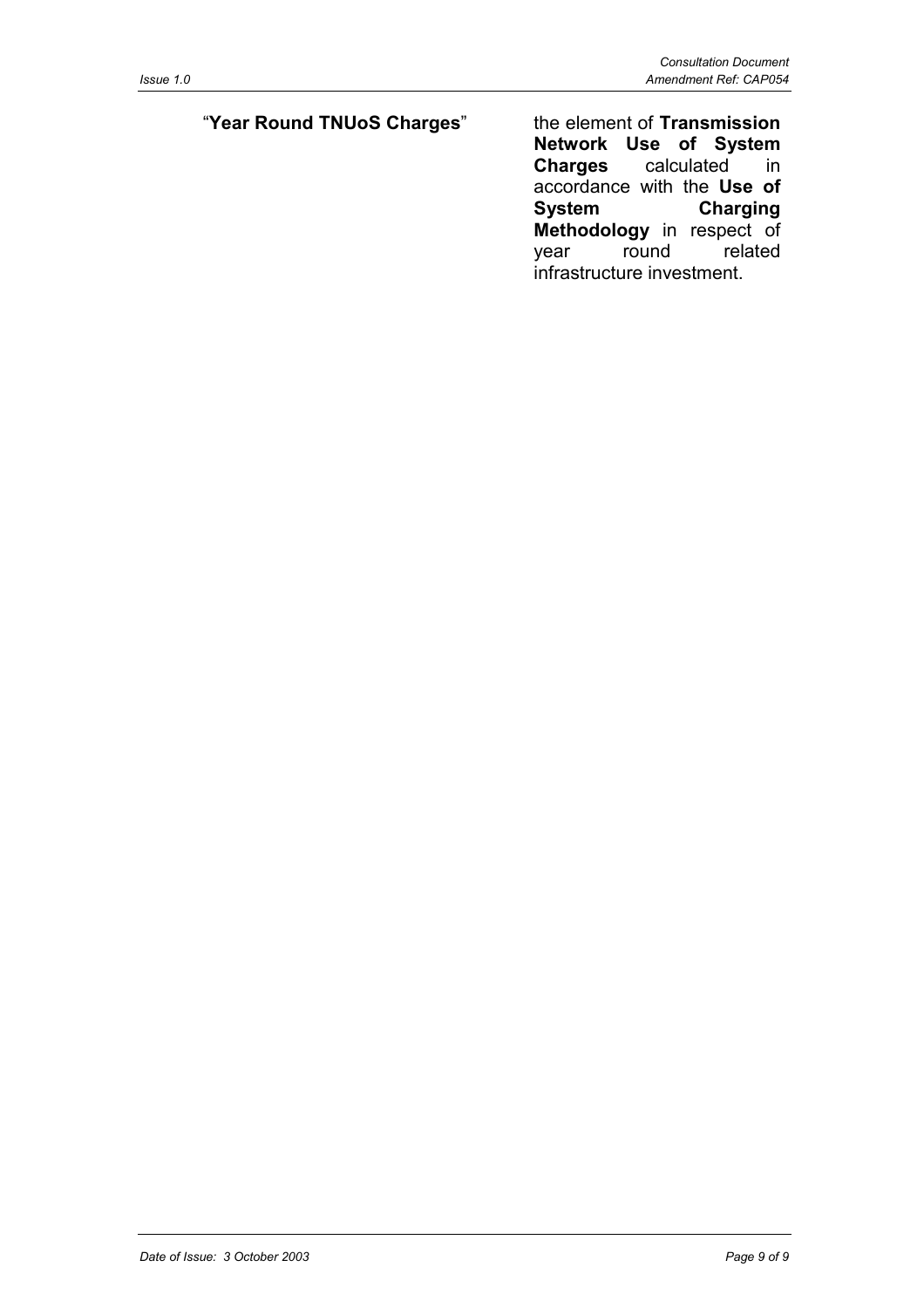| | |
|---|---|
| "**Year Round TNUoS Charges**" | the element of **Transmission Network Use of System Charges** calculated in accordance with the **Use of System Charging Methodology** in respect of year round related infrastructure investment. |